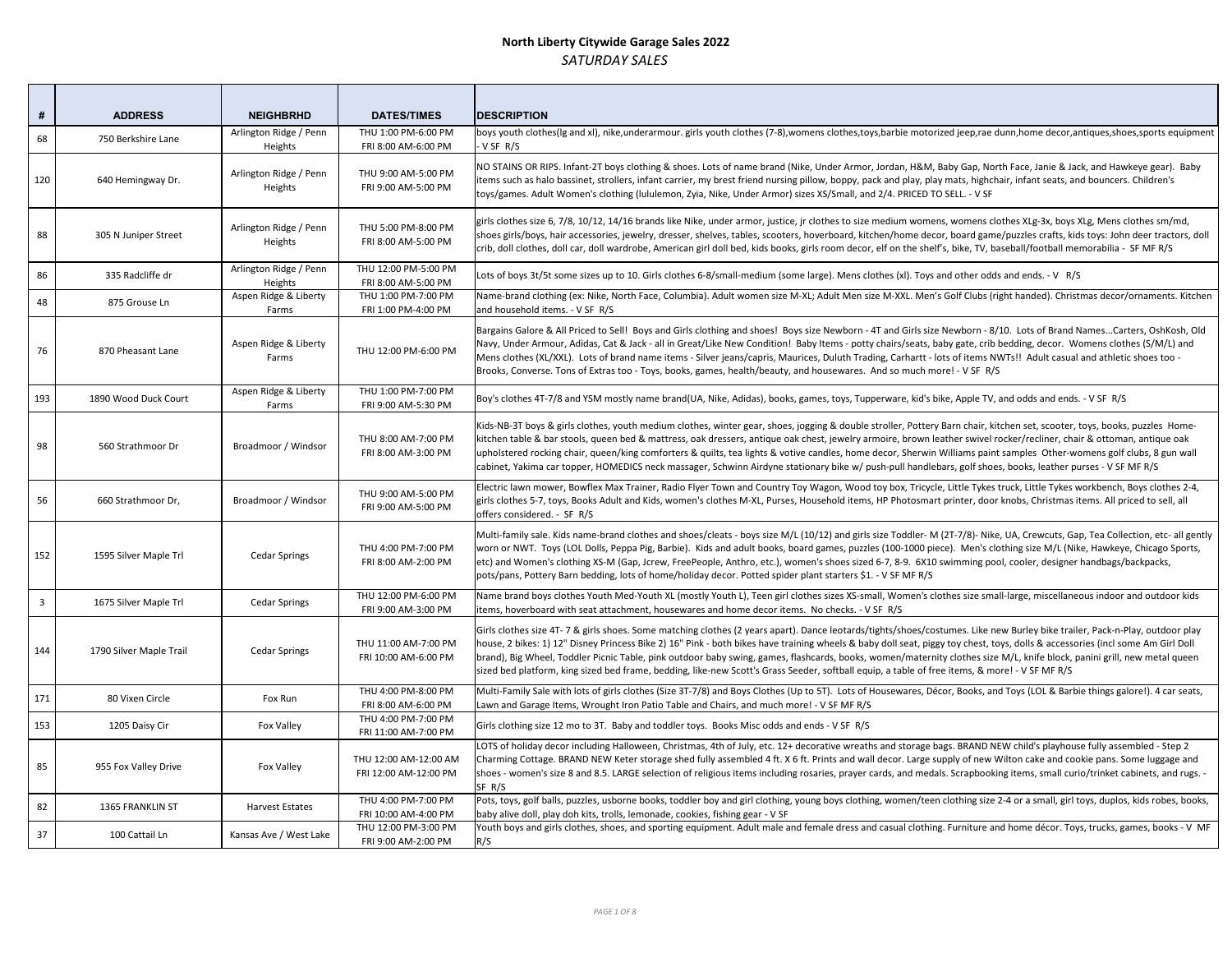# North Liberty Citywide Garage Sales 2022

*SATURDAY SALES*

| # | ADDRESS | NEIGHBRHD | DATES/TIMES | DESCRIPTION |
|---|---|---|---|---|
| 68 | 750 Berkshire Lane | Arlington Ridge / Penn Heights | THU 1:00 PM-6:00 PM FRI 8:00 AM-6:00 PM | boys youth clothes(lg and xl), nike,underarmour. girls youth clothes (7-8),womens clothes,toys,barbie motorized jeep,rae dunn,home decor,antiques,shoes,sports equipment - V SF R/S |
| 120 | 640 Hemingway Dr. | Arlington Ridge / Penn Heights | THU 9:00 AM-5:00 PM FRI 9:00 AM-5:00 PM | NO STAINS OR RIPS. Infant-2T boys clothing & shoes. Lots of name brand (Nike, Under Armor, Jordan, H&M, Baby Gap, North Face, Janie & Jack, and Hawkeye gear). Baby items such as halo bassinet, strollers, infant carrier, my brest friend nursing pillow, boppy, pack and play, play mats, highchair, infant seats, and bouncers. Children's toys/games. Adult Women's clothing (lululemon, Zyia, Nike, Under Armor) sizes XS/Small, and 2/4. PRICED TO SELL. - V SF |
| 88 | 305 N Juniper Street | Arlington Ridge / Penn Heights | THU 5:00 PM-8:00 PM FRI 8:00 AM-5:00 PM | girls clothes size 6, 7/8, 10/12, 14/16 brands like Nike, under armor, justice, jr clothes to size medium womens, womens clothes XLg-3x, boys XLg, Mens clothes sm/md, shoes girls/boys, hair accessories, jewelry, dresser, shelves, tables, scooters, hoverboard, kitchen/home decor, board game/puzzles crafts, kids toys: John deer tractors, doll crib, doll clothes, doll car, doll wardrobe, American girl doll bed, kids books, girls room decor, elf on the shelf's, bike, TV, baseball/football memorabilia - SF MF R/S |
| 86 | 335 Radcliffe dr | Arlington Ridge / Penn Heights | THU 12:00 PM-5:00 PM FRI 8:00 AM-5:00 PM | Lots of boys 3t/5t some sizes up to 10. Girls clothes 6-8/small-medium (some large). Mens clothes (xl). Toys and other odds and ends. - V R/S |
| 48 | 875 Grouse Ln | Aspen Ridge & Liberty Farms | THU 1:00 PM-7:00 PM FRI 1:00 PM-4:00 PM | Name-brand clothing (ex: Nike, North Face, Columbia). Adult women size M-XL; Adult Men size M-XXL. Men's Golf Clubs (right handed). Christmas decor/ornaments. Kitchen and household items. - V SF R/S |
| 76 | 870 Pheasant Lane | Aspen Ridge & Liberty Farms | THU 12:00 PM-6:00 PM | Bargains Galore & All Priced to Sell! Boys and Girls clothing and shoes! Boys size Newborn - 4T and Girls size Newborn - 8/10. Lots of Brand Names...Carters, OshKosh, Old Navy, Under Armour, Adidas, Cat & Jack - all in Great/Like New Condition! Baby Items - potty chairs/seats, baby gate, crib bedding, decor. Womens clothes (S/M/L) and Mens clothes (XL/XXL). Lots of brand name items - Silver jeans/capris, Maurices, Duluth Trading, Carhartt - lots of items NWTs!! Adult casual and athletic shoes too - Brooks, Converse. Tons of Extras too - Toys, books, games, health/beauty, and housewares. And so much more! - V SF R/S |
| 193 | 1890 Wood Duck Court | Aspen Ridge & Liberty Farms | THU 1:00 PM-7:00 PM FRI 9:00 AM-5:30 PM | Boy's clothes 4T-7/8 and YSM mostly name brand(UA, Nike, Adidas), books, games, toys, Tupperware, kid's bike, Apple TV, and odds and ends. - V SF R/S |
| 98 | 560 Strathmoor Dr | Broadmoor / Windsor | THU 8:00 AM-7:00 PM FRI 8:00 AM-3:00 PM | Kids-NB-3T boys & girls clothes, youth medium clothes, winter gear, shoes, jogging & double stroller, Pottery Barn chair, kitchen set, scooter, toys, books, puzzles Home-kitchen table & bar stools, queen bed & mattress, oak dressers, antique oak chest, jewelry armoire, brown leather swivel rocker/recliner, chair & ottoman, antique oak upholstered rocking chair, queen/king comforters & quilts, tea lights & votive candles, home decor, Sherwin Williams paint samples Other-womens golf clubs, 8 gun wall cabinet, Yakima car topper, HOMEDICS neck massager, Schwinn Airdyne stationary bike w/ push-pull handlebars, golf shoes, books, leather purses - V SF MF R/S |
| 56 | 660 Strathmoor Dr, | Broadmoor / Windsor | THU 9:00 AM-5:00 PM FRI 9:00 AM-5:00 PM | Electric lawn mower, Bowflex Max Trainer, Radio Flyer Town and Country Toy Wagon, Wood toy box, Tricycle, Little Tykes truck, Little Tykes workbench, Boys clothes 2-4, girls clothes 5-7, toys, Books Adult and Kids, women's clothes M-XL, Purses, Household items, HP Photosmart printer, door knobs, Christmas items. All priced to sell, all offers considered. - SF R/S |
| 152 | 1595 Silver Maple Trl | Cedar Springs | THU 4:00 PM-7:00 PM FRI 8:00 AM-2:00 PM | Multi-family sale. Kids name-brand clothes and shoes/cleats - boys size M/L (10/12) and girls size Toddler- M (2T-7/8)- Nike, UA, Crewcuts, Gap, Tea Collection, etc- all gently worn or NWT. Toys (LOL Dolls, Peppa Pig, Barbie). Kids and adult books, board games, puzzles (100-1000 piece). Men's clothing size M/L (Nike, Hawkeye, Chicago Sports, etc) and Women's clothing XS-M (Gap, Jcrew, FreePeople, Anthro, etc.), women's shoes sized 6-7, 8-9. 6X10 swimming pool, cooler, designer handbags/backpacks, pots/pans, Pottery Barn bedding, lots of home/holiday decor. Potted spider plant starters $1. - V SF MF R/S |
| 3 | 1675 Silver Maple Trl | Cedar Springs | THU 12:00 PM-6:00 PM FRI 9:00 AM-3:00 PM | Name brand boys clothes Youth Med-Youth XL (mostly Youth L), Teen girl clothes sizes XS-small, Women's clothes size small-large, miscellaneous indoor and outdoor kids items, hoverboard with seat attachment, housewares and home decor items. No checks. - V SF R/S |
| 144 | 1790 Silver Maple Trail | Cedar Springs | THU 11:00 AM-7:00 PM FRI 10:00 AM-6:00 PM | Girls clothes size 4T- 7 & girls shoes. Some matching clothes (2 years apart). Dance leotards/tights/shoes/costumes. Like new Burley bike trailer, Pack-n-Play, outdoor play house, 2 bikes: 1) 12" Disney Princess Bike 2) 16" Pink - both bikes have training wheels & baby doll seat, piggy toy chest, toys, dolls & accessories (incl some Am Girl Doll brand), Big Wheel, Toddler Picnic Table, pink outdoor baby swing, games, flashcards, books, women/maternity clothes size M/L, knife block, panini grill, new metal queen sized bed platform, king sized bed frame, bedding, like-new Scott's Grass Seeder, softball equip, a table of free items, & more! - V SF MF R/S |
| 171 | 80 Vixen Circle | Fox Run | THU 4:00 PM-8:00 PM FRI 8:00 AM-6:00 PM | Multi-Family Sale with lots of girls clothes (Size 3T-7/8) and Boys Clothes (Up to 5T). Lots of Housewares, Décor, Books, and Toys (LOL & Barbie things galore!). 4 car seats, Lawn and Garage Items, Wrought Iron Patio Table and Chairs, and much more! - V SF MF R/S |
| 153 | 1205 Daisy Cir | Fox Valley | THU 4:00 PM-7:00 PM FRI 11:00 AM-7:00 PM | Girls clothing size 12 mo to 3T. Baby and toddler toys. Books Misc odds and ends - V SF R/S |
| 85 | 955 Fox Valley Drive | Fox Valley | THU 12:00 AM-12:00 AM FRI 12:00 AM-12:00 PM | LOTS of holiday decor including Halloween, Christmas, 4th of July, etc. 12+ decorative wreaths and storage bags. BRAND NEW child's playhouse fully assembled - Step 2 Charming Cottage. BRAND NEW Keter storage shed fully assembled 4 ft. X 6 ft. Prints and wall decor. Large supply of new Wilton cake and cookie pans. Some luggage and shoes - women's size 8 and 8.5. LARGE selection of religious items including rosaries, prayer cards, and medals. Scrapbooking items, small curio/trinket cabinets, and rugs. - SF R/S |
| 82 | 1365 FRANKLIN ST | Harvest Estates | THU 4:00 PM-7:00 PM FRI 10:00 AM-4:00 PM | Pots, toys, golf balls, puzzles, usborne books, toddler boy and girl clothing, young boys clothing, women/teen clothing size 2-4 or a small, girl toys, duplos, kids robes, books, baby alive doll, play doh kits, trolls, lemonade, cookies, fishing gear - V SF |
| 37 | 100 Cattail Ln | Kansas Ave / West Lake | THU 12:00 PM-3:00 PM FRI 9:00 AM-2:00 PM | Youth boys and girls clothes, shoes, and sporting equipment. Adult male and female dress and casual clothing. Furniture and home décor. Toys, trucks, games, books - V MF R/S |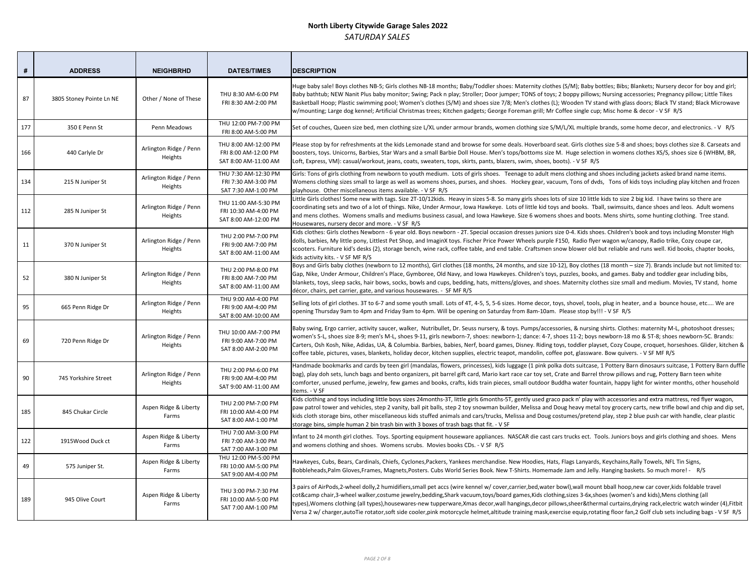**North Liberty Citywide Garage Sales 2022**

*SATURDAY SALES*

| # | ADDRESS | NEIGHBRHD | DATES/TIMES | DESCRIPTION |
|---|---|---|---|---|
| 87 | 3805 Stoney Pointe Ln NE | Other / None of These | THU 8:30 AM-6:00 PM<br>FRI 8:30 AM-2:00 PM | Huge baby sale! Boys clothes NB-5; Girls clothes NB-18 months; Baby/Toddler shoes: Maternity clothes (S/M); Baby bottles; Bibs; Blankets; Nursery decor for boy and girl; Baby bathtub; NEW Nanit Plus baby monitor; Swing; Pack n play; Stroller; Door jumper; TONS of toys; 2 boppy pillows; Nursing accessories; Pregnancy pillow; Little Tikes Basketball Hoop; Plastic swimming pool; Women's clothes (S/M) and shoes size 7/8; Men's clothes (L); Wooden TV stand with glass doors; Black TV stand; Black Microwave w/mounting; Large dog kennel; Artificial Christmas trees; Kitchen gadgets; George Foreman grill; Mr Coffee single cup; Misc home & decor - V SF R/S |
| 177 | 350 E Penn St | Penn Meadows | THU 12:00 PM-7:00 PM<br>FRI 8:00 AM-5:00 PM | Set of couches, Queen size bed, men clothing size L/XL under armour brands, women clothing size S/M/L/XL multiple brands, some home decor, and electronics. - V R/S |
| 166 | 440 Carlyle Dr | Arlington Ridge / Penn Heights | THU 8:00 AM-12:00 PM<br>FRI 8:00 AM-12:00 PM<br>SAT 8:00 AM-11:00 AM | Please stop by for refreshments at the kids Lemonade stand and browse for some deals. Hoverboard seat. Girls clothes size 5-8 and shoes; boys clothes size 8. Carseats and boosters, toys. Unicorns, Barbies, Star Wars and a small Barbie Doll House. Men's tops/bottoms size M. Huge selection in womens clothes XS/S, shoes size 6 (WHBM, BR, Loft, Express, VM): casual/workout, jeans, coats, sweaters, tops, skirts, pants, blazers, swim, shoes, boots). - V SF R/S |
| 134 | 215 N Juniper St | Arlington Ridge / Penn Heights | THU 7:30 AM-12:30 PM<br>FRI 7:30 AM-3:00 PM<br>SAT 7:30 AM-1:00 PM | Girls: Tons of girls clothing from newborn to youth medium. Lots of girls shoes. Teenage to adult mens clothing and shoes including jackets asked brand name items. Womens clothing sizes small to large as well as womens shoes, purses, and shoes. Hockey gear, vacuum, Tons of dvds, Tons of kids toys including play kitchen and frozen playhouse. Other miscellaneous items available. - V SF R/S |
| 112 | 285 N Juniper St | Arlington Ridge / Penn Heights | THU 11:00 AM-5:30 PM<br>FRI 10:30 AM-4:00 PM<br>SAT 8:00 AM-12:00 PM | Little Girls clothes! Some new with tags. Size 2T-10/12kids. Heavy in sizes 5-8. So many girls shoes lots of size 10 little kids to size 2 big kid. I have twins so there are coordinating sets and two of a lot of things. Nike, Under Armour, Iowa Hawkeye. Lots of little kid toys and books. Tball, swimsuits, dance shoes and leos. Adult womens and mens clothes. Womens smalls and mediums business casual, and Iowa Hawkeye. Size 6 womens shoes and boots. Mens shirts, some hunting clothing. Tree stand. Housewares, nursery decor and more. - V SF R/S |
| 11 | 370 N Juniper St | Arlington Ridge / Penn Heights | THU 2:00 PM-7:00 PM<br>FRI 9:00 AM-7:00 PM<br>SAT 8:00 AM-11:00 AM | Kids clothes: Girls clothes Newborn - 6 year old. Boys newborn - 2T. Special occasion dresses juniors size 0-4. Kids shoes. Children's book and toys including Monster High dolls, barbies, My little pony, Littlest Pet Shop, and ImaginX toys. Fischer Price Power Wheels purple F150, Radio flyer wagon w/canopy, Radio trike, Cozy coupe car, scooters. Furniture kid's desks (2), storage bench, wine rack, coffee table, and end table. Craftsmen snow blower old but reliable and runs well. Kid books, chapter books, kids activity kits. - V SF MF R/S |
| 52 | 380 N Juniper St | Arlington Ridge / Penn Heights | THU 2:00 PM-8:00 PM<br>FRI 8:00 AM-7:00 PM<br>SAT 8:00 AM-11:00 AM | Boys and Girls baby clothes (newborn to 12 months), Girl clothes (18 months, 24 months, and size 10-12), Boy clothes (18 month – size 7). Brands include but not limited to: Gap, Nike, Under Armour, Children's Place, Gymboree, Old Navy, and Iowa Hawkeyes. Children's toys, puzzles, books, and games. Baby and toddler gear including bibs, blankets, toys, sleep sacks, hair bows, socks, bowls and cups, bedding, hats, mittens/gloves, and shoes. Maternity clothes size small and medium. Movies, TV stand, home décor, chairs, pet carrier, gate, and various housewares. - SF MF R/S |
| 95 | 665 Penn Ridge Dr | Arlington Ridge / Penn Heights | THU 9:00 AM-4:00 PM<br>FRI 9:00 AM-4:00 PM<br>SAT 8:00 AM-10:00 AM | Selling lots of girl clothes. 3T to 6-7 and some youth small. Lots of 4T, 4-5, 5, 5-6 sizes. Home decor, toys, shovel, tools, plug in heater, and a bounce house, etc.... We are opening Thursday 9am to 4pm and Friday 9am to 4pm. Will be opening on Saturday from 8am-10am. Please stop by!!! - V SF R/S |
| 69 | 720 Penn Ridge Dr | Arlington Ridge / Penn Heights | THU 10:00 AM-7:00 PM<br>FRI 9:00 AM-7:00 PM<br>SAT 8:00 AM-2:00 PM | Baby swing, Ergo carrier, activity saucer, walker, Nutribullet, Dr. Seuss nursery, & toys. Pumps/accessories, & nursing shirts. Clothes: maternity M-L, photoshoot dresses; women's S-L, shoes size 8-9; men's M-L, shoes 9-11, girls newborn-7, shoes: newborn-1; dance: 4-7, shoes 11-2; boys newborn-18 mo & 5T-8; shoes newborn-5C. Brands: Carters, Osh Kosh, Nike, Adidas, UA, & Columbia. Barbies, babies, Nerf, board games, Disney. Riding toys, toddler playset, Cozy Coupe, croquet, horseshoes. Glider, kitchen & coffee table, pictures, vases, blankets, holiday decor, kitchen supplies, electric teapot, mandolin, coffee pot, glassware. Bow quivers. - V SF MF R/S |
| 90 | 745 Yorkshire Street | Arlington Ridge / Penn Heights | THU 2:00 PM-6:00 PM<br>FRI 9:00 AM-4:00 PM<br>SAT 9:00 AM-11:00 AM | Handmade bookmarks and cards by teen girl (mandalas, flowers, princesses), kids luggage (1 pink polka dots suitcase, 1 Pottery Barn dinosaurs suitcase, 1 Pottery Barn duffle bag), play doh sets, lunch bags and bento organizers, pit barrel gift card, Mario kart race car toy set, Crate and Barrel throw pillows and rug, Pottery Barn teen white comforter, unused perfume, jewelry, few games and books, crafts, kids train pieces, small outdoor Buddha water fountain, happy light for winter months, other household items. - V SF |
| 185 | 845 Chukar Circle | Aspen Ridge & Liberty Farms | THU 2:00 PM-7:00 PM<br>FRI 10:00 AM-4:00 PM<br>SAT 8:00 AM-1:00 PM | Kids clothing and toys including little boys sizes 24months-3T, little girls 6months-5T, gently used graco pack n' play with accessories and extra mattress, red flyer wagon, paw patrol tower and vehicles, step 2 vanity, ball pit balls, step 2 toy snowman builder, Melissa and Doug heavy metal toy grocery carts, new trifle bowl and chip and dip set, kids cloth storage bins, other miscellaneous kids stuffed animals and cars/trucks, Melissa and Doug costumes/pretend play, step 2 blue push car with handle, clear plastic storage bins, simple human 2 bin trash bin with 3 boxes of trash bags that fit. - V SF |
| 122 | 1915Wood Duck ct | Aspen Ridge & Liberty Farms | THU 7:00 AM-3:00 PM<br>FRI 7:00 AM-3:00 PM<br>SAT 7:00 AM-3:00 PM | Infant to 24 month girl clothes. Toys. Sporting equipment houseware appliances. NASCAR die cast cars trucks ect. Tools. Juniors boys and girls clothing and shoes. Mens and womens clothing and shoes. Womens scrubs. Movies books CDs. - V SF R/S |
| 49 | 575 Juniper St. | Aspen Ridge & Liberty Farms | THU 12:00 PM-5:00 PM<br>FRI 10:00 AM-5:00 PM<br>SAT 9:00 AM-4:00 PM | Hawkeyes, Cubs, Bears, Cardinals, Chiefs, Cyclones,Packers, Yankees merchandise. New Hoodies, Hats, Flags Lanyards, Keychains,Rally Towels, NFL Tin Signs, Bobbleheads,Palm Gloves,Frames, Magnets,Posters. Cubs World Series Book. New T-Shirts. Homemade Jam and Jelly. Hanging baskets. So much more! - R/S |
| 189 | 945 Olive Court | Aspen Ridge & Liberty Farms | THU 3:00 PM-7:30 PM<br>FRI 10:00 AM-5:00 PM<br>SAT 7:00 AM-1:00 PM | 3 pairs of AirPods,2-wheel dolly,2 humidifiers,small pet accs (wire kennel w/ cover,carrier,bed,water bowl),wall mount bball hoop,new car cover,kids foldable travel cot&camp chair,3-wheel walker,costume jewelry,bedding,Shark vacuum,toys/board games,Kids clothing,sizes 3-6x,shoes (women's and kids),Mens clothing (all types),Womens clothing (all types),housewares-new tupperware,Xmas decor,wall hangings,decor pillows,sheer&thermal curtains,drying rack,electric watch winder (4),Fitbit Versa 2 w/ charger,autoTie rotator,soft side cooler,pink motorcycle helmet,altitude training mask,exercise equip,rotating floor fan,2 Golf club sets including bags - V SF R/S |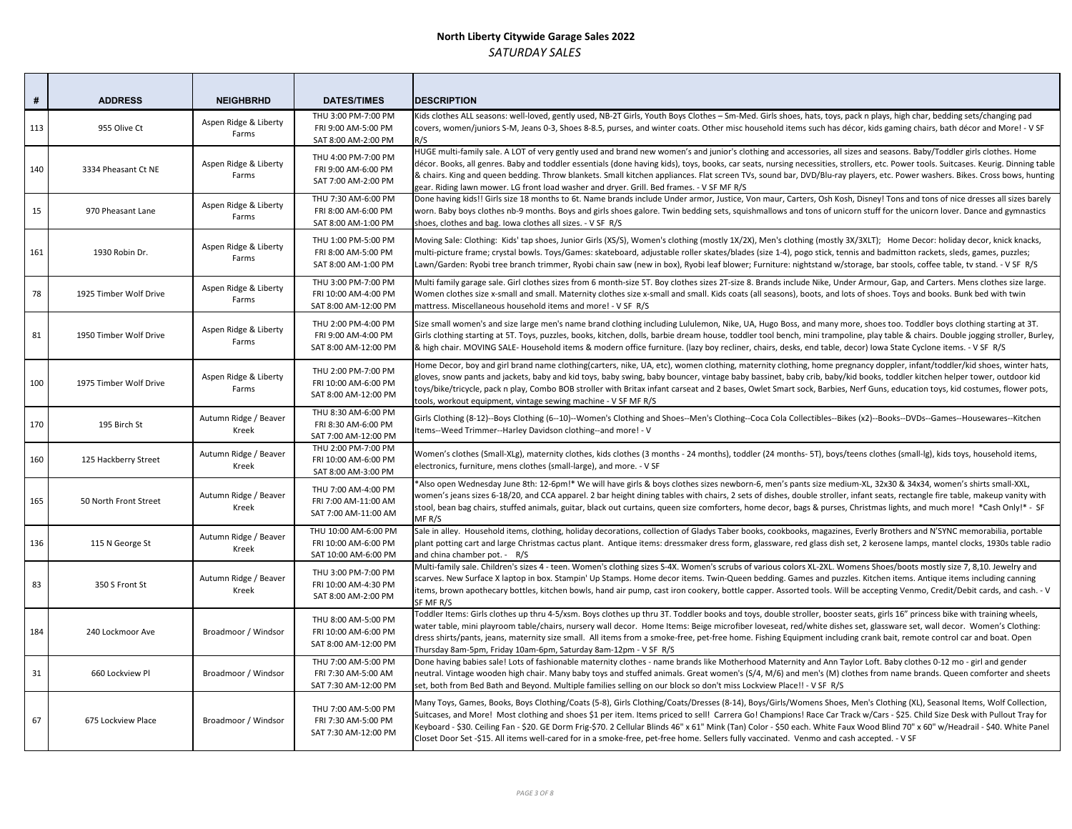**North Liberty Citywide Garage Sales 2022**

*SATURDAY SALES*

| # | ADDRESS | NEIGHBRHD | DATES/TIMES | DESCRIPTION |
|---|---|---|---|---|
| 113 | 955 Olive Ct | Aspen Ridge & Liberty Farms | THU 3:00 PM-7:00 PM<br>FRI 9:00 AM-5:00 PM<br>SAT 8:00 AM-2:00 PM | Kids clothes ALL seasons: well-loved, gently used, NB-2T Girls, Youth Boys Clothes – Sm-Med. Girls shoes, hats, toys, pack n plays, high char, bedding sets/changing pad covers, women/juniors S-M, Jeans 0-3, Shoes 8-8.5, purses, and winter coats. Other misc household items such has décor, kids gaming chairs, bath décor and More! - V SF R/S |
| 140 | 3334 Pheasant Ct NE | Aspen Ridge & Liberty Farms | THU 4:00 PM-7:00 PM<br>FRI 9:00 AM-6:00 PM<br>SAT 7:00 AM-2:00 PM | HUGE multi-family sale. A LOT of very gently used and brand new women's and junior's clothing and accessories, all sizes and seasons. Baby/Toddler girls clothes. Home décor. Books, all genres. Baby and toddler essentials (done having kids), toys, books, car seats, nursing necessities, strollers, etc. Power tools. Suitcases. Keurig. Dinning table & chairs. King and queen bedding. Throw blankets. Small kitchen appliances. Flat screen TVs, sound bar, DVD/Blu-ray players, etc. Power washers. Bikes. Cross bows, hunting gear. Riding lawn mower. LG front load washer and dryer. Grill. Bed frames. - V SF MF R/S |
| 15 | 970 Pheasant Lane | Aspen Ridge & Liberty Farms | THU 7:30 AM-6:00 PM<br>FRI 8:00 AM-6:00 PM<br>SAT 8:00 AM-1:00 PM | Done having kids!! Girls size 18 months to 6t. Name brands include Under armor, Justice, Von maur, Carters, Osh Kosh, Disney! Tons and tons of nice dresses all sizes barely worn. Baby boys clothes nb-9 months. Boys and girls shoes galore. Twin bedding sets, squishmallows and tons of unicorn stuff for the unicorn lover. Dance and gymnastics shoes, clothes and bag. Iowa clothes all sizes. - V SF R/S |
| 161 | 1930 Robin Dr. | Aspen Ridge & Liberty Farms | THU 1:00 PM-5:00 PM<br>FRI 8:00 AM-5:00 PM<br>SAT 8:00 AM-1:00 PM | Moving Sale: Clothing: Kids' tap shoes, Junior Girls (XS/S), Women's clothing (mostly 1X/2X), Men's clothing (mostly 3X/3XLT); Home Decor: holiday decor, knick knacks, multi-picture frame; crystal bowls. Toys/Games: skateboard, adjustable roller skates/blades (size 1-4), pogo stick, tennis and badmitton rackets, sleds, games, puzzles; Lawn/Garden: Ryobi tree branch trimmer, Ryobi chain saw (new in box), Ryobi leaf blower; Furniture: nightstand w/storage, bar stools, coffee table, tv stand. - V SF R/S |
| 78 | 1925 Timber Wolf Drive | Aspen Ridge & Liberty Farms | THU 3:00 PM-7:00 PM<br>FRI 10:00 AM-4:00 PM<br>SAT 8:00 AM-12:00 PM | Multi family garage sale. Girl clothes sizes from 6 month-size 5T. Boy clothes sizes 2T-size 8. Brands include Nike, Under Armour, Gap, and Carters. Mens clothes size large. Women clothes size x-small and small. Maternity clothes size x-small and small. Kids coats (all seasons), boots, and lots of shoes. Toys and books. Bunk bed with twin mattress. Miscellaneous household items and more! - V SF R/S |
| 81 | 1950 Timber Wolf Drive | Aspen Ridge & Liberty Farms | THU 2:00 PM-4:00 PM<br>FRI 9:00 AM-4:00 PM<br>SAT 8:00 AM-12:00 PM | Size small women's and size large men's name brand clothing including Lululemon, Nike, UA, Hugo Boss, and many more, shoes too. Toddler boys clothing starting at 3T. Girls clothing starting at 5T. Toys, puzzles, books, kitchen, dolls, barbie dream house, toddler tool bench, mini trampoline, play table & chairs. Double jogging stroller, Burley, & high chair. MOVING SALE- Household items & modern office furniture. (lazy boy recliner, chairs, desks, end table, decor) Iowa State Cyclone items. - V SF R/S |
| 100 | 1975 Timber Wolf Drive | Aspen Ridge & Liberty Farms | THU 2:00 PM-7:00 PM<br>FRI 10:00 AM-6:00 PM<br>SAT 8:00 AM-12:00 PM | Home Decor, boy and girl brand name clothing(carters, nike, UA, etc), women clothing, maternity clothing, home pregnancy doppler, infant/toddler/kid shoes, winter hats, gloves, snow pants and jackets, baby and kid toys, baby swing, baby bouncer, vintage baby bassinet, baby crib, baby/kid books, toddler kitchen helper tower, outdoor kid toys/bike/tricycle, pack n play, Combo BOB stroller with Britax infant carseat and 2 bases, Owlet Smart sock, Barbies, Nerf Guns, education toys, kid costumes, flower pots, tools, workout equipment, vintage sewing machine - V SF MF R/S |
| 170 | 195 Birch St | Autumn Ridge / Beaver Kreek | THU 8:30 AM-6:00 PM<br>FRI 8:30 AM-6:00 PM<br>SAT 7:00 AM-12:00 PM | Girls Clothing (8-12)--Boys Clothing (6--10)--Women's Clothing and Shoes--Men's Clothing--Coca Cola Collectibles--Bikes (x2)--Books--DVDs--Games--Housewares--Kitchen Items--Weed Trimmer--Harley Davidson clothing--and more! - V |
| 160 | 125 Hackberry Street | Autumn Ridge / Beaver Kreek | THU 2:00 PM-7:00 PM<br>FRI 10:00 AM-6:00 PM<br>SAT 8:00 AM-3:00 PM | Women's clothes (Small-XLg), maternity clothes, kids clothes (3 months - 24 months), toddler (24 months- 5T), boys/teens clothes (small-lg), kids toys, household items, electronics, furniture, mens clothes (small-large), and more. - V SF |
| 165 | 50 North Front Street | Autumn Ridge / Beaver Kreek | THU 7:00 AM-4:00 PM<br>FRI 7:00 AM-11:00 AM<br>SAT 7:00 AM-11:00 AM | *Also open Wednesday June 8th: 12-6pm!* We will have girls & boys clothes sizes newborn-6, men's pants size medium-XL, 32x30 & 34x34, women's shirts small-XXL, women's jeans sizes 6-18/20, and CCA apparel. 2 bar height dining tables with chairs, 2 sets of dishes, double stroller, infant seats, rectangle fire table, makeup vanity with stool, bean bag chairs, stuffed animals, guitar, black out curtains, queen size comforters, home decor, bags & purses, Christmas lights, and much more! *Cash Only!* - SF MF R/S |
| 136 | 115 N George St | Autumn Ridge / Beaver Kreek | THU 10:00 AM-6:00 PM<br>FRI 10:00 AM-6:00 PM<br>SAT 10:00 AM-6:00 PM | Sale in alley. Household items, clothing, holiday decorations, collection of Gladys Taber books, cookbooks, magazines, Everly Brothers and N'SYNC memorabilia, portable plant potting cart and large Christmas cactus plant. Antique items: dressmaker dress form, glassware, red glass dish set, 2 kerosene lamps, mantel clocks, 1930s table radio and china chamber pot. - R/S |
| 83 | 350 S Front St | Autumn Ridge / Beaver Kreek | THU 3:00 PM-7:00 PM<br>FRI 10:00 AM-4:30 PM<br>SAT 8:00 AM-2:00 PM | Multi-family sale. Children's sizes 4 - teen. Women's clothing sizes S-4X. Women's scrubs of various colors XL-2XL. Womens Shoes/boots mostly size 7, 8,10. Jewelry and scarves. New Surface X laptop in box. Stampin' Up Stamps. Home decor items. Twin-Queen bedding. Games and puzzles. Kitchen items. Antique items including canning items, brown apothecary bottles, kitchen bowls, hand air pump, cast iron cookery, bottle capper. Assorted tools. Will be accepting Venmo, Credit/Debit cards, and cash. - V SF MF R/S |
| 184 | 240 Lockmoor Ave | Broadmoor / Windsor | THU 8:00 AM-5:00 PM<br>FRI 10:00 AM-6:00 PM<br>SAT 8:00 AM-12:00 PM | Toddler Items: Girls clothes up thru 4-5/xsm. Boys clothes up thru 3T. Toddler books and toys, double stroller, booster seats, girls 16" princess bike with training wheels, water table, mini playroom table/chairs, nursery wall decor. Home Items: Beige microfiber loveseat, red/white dishes set, glassware set, wall decor. Women's Clothing: dress shirts/pants, jeans, maternity size small. All items from a smoke-free, pet-free home. Fishing Equipment including crank bait, remote control car and boat. Open Thursday 8am-5pm, Friday 10am-6pm, Saturday 8am-12pm - V SF R/S |
| 31 | 660 Lockview Pl | Broadmoor / Windsor | THU 7:00 AM-5:00 PM<br>FRI 7:30 AM-5:00 AM<br>SAT 7:30 AM-12:00 PM | Done having babies sale! Lots of fashionable maternity clothes - name brands like Motherhood Maternity and Ann Taylor Loft. Baby clothes 0-12 mo - girl and gender neutral. Vintage wooden high chair. Many baby toys and stuffed animals. Great women's (S/4, M/6) and men's (M) clothes from name brands. Queen comforter and sheets set, both from Bed Bath and Beyond. Multiple families selling on our block so don't miss Lockview Place!! - V SF R/S |
| 67 | 675 Lockview Place | Broadmoor / Windsor | THU 7:00 AM-5:00 PM<br>FRI 7:30 AM-5:00 PM<br>SAT 7:30 AM-12:00 PM | Many Toys, Games, Books, Boys Clothing/Coats (5-8), Girls Clothing/Coats/Dresses (8-14), Boys/Girls/Womens Shoes, Men's Clothing (XL), Seasonal Items, Wolf Collection, Suitcases, and More! Most clothing and shoes $1 per item. Items priced to sell! Carrera Go! Champions! Race Car Track w/Cars - $25. Child Size Desk with Pullout Tray for Keyboard - $30. Ceiling Fan - $20. GE Dorm Frig-$70. 2 Cellular Blinds 46" x 61" Mink (Tan) Color - $50 each. White Faux Wood Blind 70" x 60" w/Headrail - $40. White Panel Closet Door Set -$15. All items well-cared for in a smoke-free, pet-free home. Sellers fully vaccinated. Venmo and cash accepted. - V SF |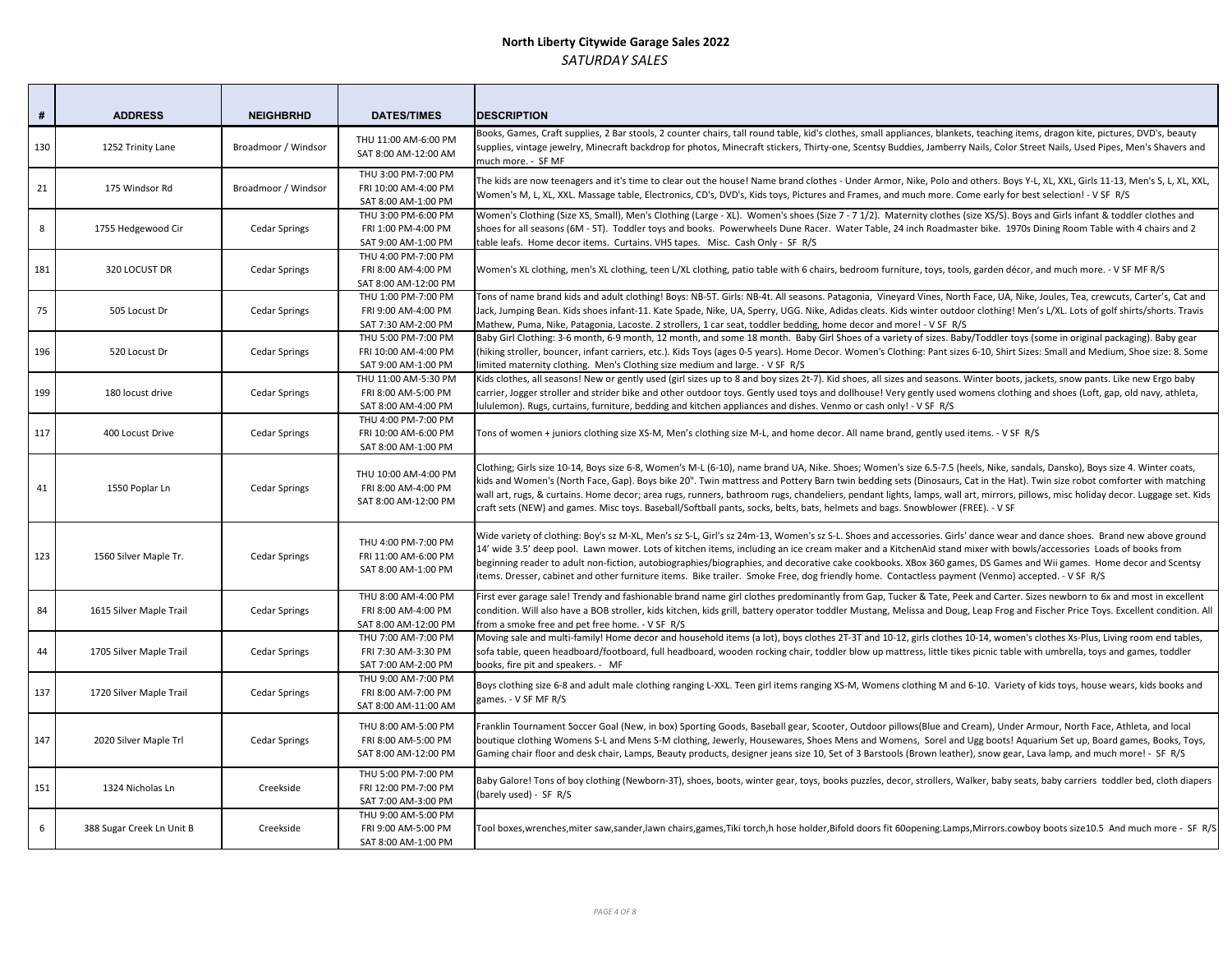**North Liberty Citywide Garage Sales 2022**

*SATURDAY SALES*

| # | ADDRESS | NEIGHBRHD | DATES/TIMES | DESCRIPTION |
|---|---|---|---|---|
| 130 | 1252 Trinity Lane | Broadmoor / Windsor | THU 11:00 AM-6:00 PM<br>SAT 8:00 AM-12:00 AM | Books, Games, Craft supplies, 2 Bar stools, 2 counter chairs, tall round table, kid's clothes, small appliances, blankets, teaching items, dragon kite, pictures, DVD's, beauty supplies, vintage jewelry, Minecraft backdrop for photos, Minecraft stickers, Thirty-one, Scentsy Buddies, Jamberry Nails, Color Street Nails, Used Pipes, Men's Shavers and much more. - SF MF |
| 21 | 175 Windsor Rd | Broadmoor / Windsor | THU 3:00 PM-7:00 PM<br>FRI 10:00 AM-4:00 PM<br>SAT 8:00 AM-1:00 PM | The kids are now teenagers and it's time to clear out the house! Name brand clothes - Under Armor, Nike, Polo and others. Boys Y-L, XL, XXL, Girls 11-13, Men's S, L, XL, XXL, Women's M, L, XL, XXL. Massage table, Electronics, CD's, DVD's, Kids toys, Pictures and Frames, and much more. Come early for best selection! - V SF R/S |
| 8 | 1755 Hedgewood Cir | Cedar Springs | THU 3:00 PM-6:00 PM<br>FRI 1:00 PM-4:00 PM<br>SAT 9:00 AM-1:00 PM | Women's Clothing (Size XS, Small), Men's Clothing (Large - XL). Women's shoes (Size 7 - 7 1/2). Maternity clothes (size XS/S). Boys and Girls infant & toddler clothes and shoes for all seasons (6M - 5T). Toddler toys and books. Powerwheels Dune Racer. Water Table, 24 inch Roadmaster bike. 1970s Dining Room Table with 4 chairs and 2 table leafs. Home decor items. Curtains. VHS tapes. Misc. Cash Only - SF R/S |
| 181 | 320 LOCUST DR | Cedar Springs | THU 4:00 PM-7:00 PM<br>FRI 8:00 AM-4:00 PM<br>SAT 8:00 AM-12:00 PM | Women's XL clothing, men's XL clothing, teen L/XL clothing, patio table with 6 chairs, bedroom furniture, toys, tools, garden décor, and much more. - V SF MF R/S |
| 75 | 505 Locust Dr | Cedar Springs | THU 1:00 PM-7:00 PM<br>FRI 9:00 AM-4:00 PM<br>SAT 7:30 AM-2:00 PM | Tons of name brand kids and adult clothing! Boys: NB-5T. Girls: NB-4t. All seasons. Patagonia, Vineyard Vines, North Face, UA, Nike, Joules, Tea, crewcuts, Carter's, Cat and Jack, Jumping Bean. Kids shoes infant-11. Kate Spade, Nike, UA, Sperry, UGG. Nike, Adidas cleats. Kids winter outdoor clothing! Men's L/XL. Lots of golf shirts/shorts. Travis Mathew, Puma, Nike, Patagonia, Lacoste. 2 strollers, 1 car seat, toddler bedding, home decor and more! - V SF R/S |
| 196 | 520 Locust Dr | Cedar Springs | THU 5:00 PM-7:00 PM<br>FRI 10:00 AM-4:00 PM<br>SAT 9:00 AM-1:00 PM | Baby Girl Clothing: 3-6 month, 6-9 month, 12 month, and some 18 month. Baby Girl Shoes of a variety of sizes. Baby/Toddler toys (some in original packaging). Baby gear (hiking stroller, bouncer, infant carriers, etc.). Kids Toys (ages 0-5 years). Home Decor. Women's Clothing: Pant sizes 6-10, Shirt Sizes: Small and Medium, Shoe size: 8. Some limited maternity clothing. Men's Clothing size medium and large. - V SF R/S |
| 199 | 180 locust drive | Cedar Springs | THU 11:00 AM-5:30 PM<br>FRI 8:00 AM-5:00 PM<br>SAT 8:00 AM-4:00 PM | Kids clothes, all seasons! New or gently used (girl sizes up to 8 and boy sizes 2t-7). Kid shoes, all sizes and seasons. Winter boots, jackets, snow pants. Like new Ergo baby carrier, Jogger stroller and strider bike and other outdoor toys. Gently used toys and dollhouse! Very gently used womens clothing and shoes (Loft, gap, old navy, athleta, lululemon). Rugs, curtains, furniture, bedding and kitchen appliances and dishes. Venmo or cash only! - V SF R/S |
| 117 | 400 Locust Drive | Cedar Springs | THU 4:00 PM-7:00 PM<br>FRI 10:00 AM-6:00 PM<br>SAT 8:00 AM-1:00 PM | Tons of women + juniors clothing size XS-M, Men's clothing size M-L, and home decor. All name brand, gently used items. - V SF R/S |
| 41 | 1550 Poplar Ln | Cedar Springs | THU 10:00 AM-4:00 PM<br>FRI 8:00 AM-4:00 PM<br>SAT 8:00 AM-12:00 PM | Clothing; Girls size 10-14, Boys size 6-8, Women's M-L (6-10), name brand UA, Nike. Shoes; Women's size 6.5-7.5 (heels, Nike, sandals, Dansko), Boys size 4. Winter coats, kids and Women's (North Face, Gap). Boys bike 20". Twin mattress and Pottery Barn twin bedding sets (Dinosaurs, Cat in the Hat). Twin size robot comforter with matching wall art, rugs, & curtains. Home decor; area rugs, runners, bathroom rugs, chandeliers, pendant lights, lamps, wall art, mirrors, pillows, misc holiday decor. Luggage set. Kids craft sets (NEW) and games. Misc toys. Baseball/Softball pants, socks, belts, bats, helmets and bags. Snowblower (FREE). - V SF |
| 123 | 1560 Silver Maple Tr. | Cedar Springs | THU 4:00 PM-7:00 PM<br>FRI 11:00 AM-6:00 PM<br>SAT 8:00 AM-1:00 PM | Wide variety of clothing: Boy's sz M-XL, Men's sz S-L, Girl's sz 24m-13, Women's sz S-L. Shoes and accessories. Girls' dance wear and dance shoes. Brand new above ground 14' wide 3.5' deep pool. Lawn mower. Lots of kitchen items, including an ice cream maker and a KitchenAid stand mixer with bowls/accessories Loads of books from beginning reader to adult non-fiction, autobiographies/biographies, and decorative cake cookbooks. XBox 360 games, DS Games and Wii games. Home decor and Scentsy items. Dresser, cabinet and other furniture items. Bike trailer. Smoke Free, dog friendly home. Contactless payment (Venmo) accepted. - V SF R/S |
| 84 | 1615 Silver Maple Trail | Cedar Springs | THU 8:00 AM-4:00 PM<br>FRI 8:00 AM-4:00 PM<br>SAT 8:00 AM-12:00 PM | First ever garage sale! Trendy and fashionable brand name girl clothes predominantly from Gap, Tucker & Tate, Peek and Carter. Sizes newborn to 6x and most in excellent condition. Will also have a BOB stroller, kids kitchen, kids grill, battery operator toddler Mustang, Melissa and Doug, Leap Frog and Fischer Price Toys. Excellent condition. All from a smoke free and pet free home. - V SF R/S |
| 44 | 1705 Silver Maple Trail | Cedar Springs | THU 7:00 AM-7:00 PM<br>FRI 7:30 AM-3:30 PM<br>SAT 7:00 AM-2:00 PM | Moving sale and multi-family! Home decor and household items (a lot), boys clothes 2T-3T and 10-12, girls clothes 10-14, women's clothes Xs-Plus, Living room end tables, sofa table, queen headboard/footboard, full headboard, wooden rocking chair, toddler blow up mattress, little tikes picnic table with umbrella, toys and games, toddler books, fire pit and speakers. - MF |
| 137 | 1720 Silver Maple Trail | Cedar Springs | THU 9:00 AM-7:00 PM<br>FRI 8:00 AM-7:00 PM<br>SAT 8:00 AM-11:00 AM | Boys clothing size 6-8 and adult male clothing ranging L-XXL. Teen girl items ranging XS-M, Womens clothing M and 6-10. Variety of kids toys, house wears, kids books and games. - V SF MF R/S |
| 147 | 2020 Silver Maple Trl | Cedar Springs | THU 8:00 AM-5:00 PM<br>FRI 8:00 AM-5:00 PM<br>SAT 8:00 AM-12:00 PM | Franklin Tournament Soccer Goal (New, in box) Sporting Goods, Baseball gear, Scooter, Outdoor pillows(Blue and Cream), Under Armour, North Face, Athleta, and local boutique clothing Womens S-L and Mens S-M clothing, Jewerly, Housewares, Shoes Mens and Womens, Sorel and Ugg boots! Aquarium Set up, Board games, Books, Toys, Gaming chair floor and desk chair, Lamps, Beauty products, designer jeans size 10, Set of 3 Barstools (Brown leather), snow gear, Lava lamp, and much more! - SF R/S |
| 151 | 1324 Nicholas Ln | Creekside | THU 5:00 PM-7:00 PM<br>FRI 12:00 PM-7:00 PM<br>SAT 7:00 AM-3:00 PM | Baby Galore! Tons of boy clothing (Newborn-3T), shoes, boots, winter gear, toys, books puzzles, decor, strollers, Walker, baby seats, baby carriers toddler bed, cloth diapers (barely used) - SF R/S |
| 6 | 388 Sugar Creek Ln Unit B | Creekside | THU 9:00 AM-5:00 PM<br>FRI 9:00 AM-5:00 PM<br>SAT 8:00 AM-1:00 PM | Tool boxes,wrenches,miter saw,sander,lawn chairs,games,Tiki torch,h hose holder,Bifold doors fit 60opening.Lamps,Mirrors.cowboy boots size10.5 And much more - SF R/S |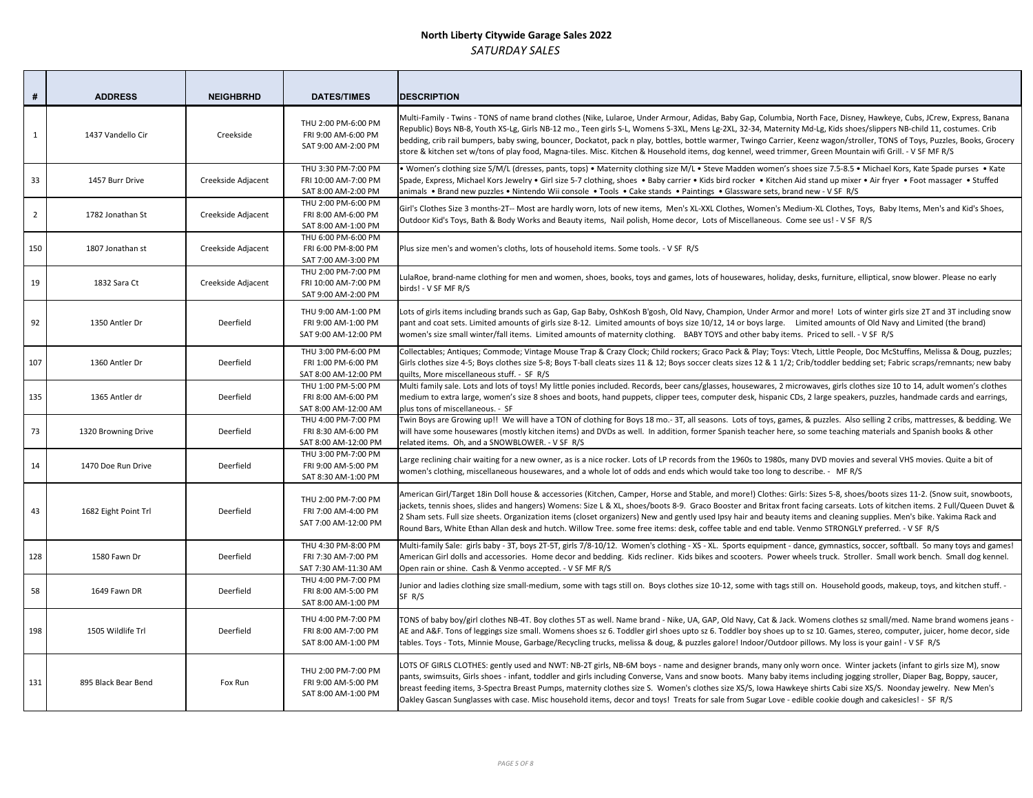# North Liberty Citywide Garage Sales 2022

*SATURDAY SALES*

| # | ADDRESS | NEIGHBRHD | DATES/TIMES | DESCRIPTION |
|---|---|---|---|---|
| 1 | 1437 Vandello Cir | Creekside | THU 2:00 PM-6:00 PM<br>FRI 9:00 AM-6:00 PM<br>SAT 9:00 AM-2:00 PM | Multi-Family - Twins - TONS of name brand clothes (Nike, Lularoe, Under Armour, Adidas, Baby Gap, Columbia, North Face, Disney, Hawkeye, Cubs, JCrew, Express, Banana Republic) Boys NB-8, Youth XS-Lg, Girls NB-12 mo., Teen girls S-L, Womens S-3XL, Mens Lg-2XL, 32-34, Maternity Md-Lg, Kids shoes/slippers NB-child 11, costumes. Crib bedding, crib rail bumpers, baby swing, bouncer, Dockatot, pack n play, bottles, bottle warmer, Twingo Carrier, Keenz wagon/stroller, TONS of Toys, Puzzles, Books, Grocery store & kitchen set w/tons of play food, Magna-tiles. Misc. Kitchen & Household items, dog kennel, weed trimmer, Green Mountain wifi Grill. - V SF MF R/S |
| 33 | 1457 Burr Drive | Creekside Adjacent | THU 3:30 PM-7:00 PM<br>FRI 10:00 AM-7:00 PM<br>SAT 8:00 AM-2:00 PM | • Women's clothing size S/M/L (dresses, pants, tops) • Maternity clothing size M/L • Steve Madden women's shoes size 7.5-8.5 • Michael Kors, Kate Spade purses • Kate Spade, Express, Michael Kors Jewelry • Girl size 5-7 clothing, shoes • Baby carrier • Kids bird rocker • Kitchen Aid stand up mixer • Air fryer • Foot massager • Stuffed animals • Brand new puzzles • Nintendo Wii console • Tools • Cake stands • Paintings • Glassware sets, brand new - V SF R/S |
| 2 | 1782 Jonathan St | Creekside Adjacent | THU 2:00 PM-6:00 PM<br>FRI 8:00 AM-6:00 PM<br>SAT 8:00 AM-1:00 PM | Girl's Clothes Size 3 months-2T-- Most are hardly worn, lots of new items, Men's XL-XXL Clothes, Women's Medium-XL Clothes, Toys, Baby Items, Men's and Kid's Shoes, Outdoor Kid's Toys, Bath & Body Works and Beauty items, Nail polish, Home decor, Lots of Miscellaneous. Come see us! - V SF R/S |
| 150 | 1807 Jonathan st | Creekside Adjacent | THU 6:00 PM-6:00 PM<br>FRI 6:00 PM-8:00 PM<br>SAT 7:00 AM-3:00 PM | Plus size men's and women's cloths, lots of household items. Some tools. - V SF R/S |
| 19 | 1832 Sara Ct | Creekside Adjacent | THU 2:00 PM-7:00 PM<br>FRI 10:00 AM-7:00 PM<br>SAT 9:00 AM-2:00 PM | LulaRoe, brand-name clothing for men and women, shoes, books, toys and games, lots of housewares, holiday, desks, furniture, elliptical, snow blower. Please no early birds! - V SF MF R/S |
| 92 | 1350 Antler Dr | Deerfield | THU 9:00 AM-1:00 PM<br>FRI 9:00 AM-1:00 PM<br>SAT 9:00 AM-12:00 PM | Lots of girls items including brands such as Gap, Gap Baby, OshKosh B'gosh, Old Navy, Champion, Under Armor and more! Lots of winter girls size 2T and 3T including snow pant and coat sets. Limited amounts of girls size 8-12. Limited amounts of boys size 10/12, 14 or boys large. Limited amounts of Old Navy and Limited (the brand) women's size small winter/fall items. Limited amounts of maternity clothing. BABY TOYS and other baby items. Priced to sell. - V SF R/S |
| 107 | 1360 Antler Dr | Deerfield | THU 3:00 PM-6:00 PM<br>FRI 1:00 PM-6:00 PM<br>SAT 8:00 AM-12:00 PM | Collectables; Antiques; Commode; Vintage Mouse Trap & Crazy Clock; Child rockers; Graco Pack & Play; Toys: Vtech, Little People, Doc McStuffins, Melissa & Doug, puzzles; Girls clothes size 4-5; Boys clothes size 5-8; Boys T-ball cleats sizes 11 & 12; Boys soccer cleats sizes 12 & 1 1/2; Crib/toddler bedding set; Fabric scraps/remnants; new baby quilts, More miscellaneous stuff. - SF R/S |
| 135 | 1365 Antler dr | Deerfield | THU 1:00 PM-5:00 PM<br>FRI 8:00 AM-6:00 PM<br>SAT 8:00 AM-12:00 AM | Multi family sale. Lots and lots of toys! My little ponies included. Records, beer cans/glasses, housewares, 2 microwaves, girls clothes size 10 to 14, adult women's clothes medium to extra large, women's size 8 shoes and boots, hand puppets, clipper tees, computer desk, hispanic CDs, 2 large speakers, puzzles, handmade cards and earrings, plus tons of miscellaneous. - SF |
| 73 | 1320 Browning Drive | Deerfield | THU 4:00 PM-7:00 PM<br>FRI 8:30 AM-6:00 PM<br>SAT 8:00 AM-12:00 PM | Twin Boys are Growing up!! We will have a TON of clothing for Boys 18 mo.- 3T, all seasons. Lots of toys, games, & puzzles. Also selling 2 cribs, mattresses, & bedding. We will have some housewares (mostly kitchen items) and DVDs as well. In addition, former Spanish teacher here, so some teaching materials and Spanish books & other related items. Oh, and a SNOWBLOWER. - V SF R/S |
| 14 | 1470 Doe Run Drive | Deerfield | THU 3:00 PM-7:00 PM<br>FRI 9:00 AM-5:00 PM<br>SAT 8:30 AM-1:00 PM | Large reclining chair waiting for a new owner, as is a nice rocker. Lots of LP records from the 1960s to 1980s, many DVD movies and several VHS movies. Quite a bit of women's clothing, miscellaneous housewares, and a whole lot of odds and ends which would take too long to describe. - MF R/S |
| 43 | 1682 Eight Point Trl | Deerfield | THU 2:00 PM-7:00 PM<br>FRI 7:00 AM-4:00 PM<br>SAT 7:00 AM-12:00 PM | American Girl/Target 18in Doll house & accessories (Kitchen, Camper, Horse and Stable, and more!) Clothes: Girls: Sizes 5-8, shoes/boots sizes 11-2. (Snow suit, snowboots, jackets, tennis shoes, slides and hangers) Womens: Size L & XL, shoes/boots 8-9. Graco Booster and Britax front facing carseats. Lots of kitchen items. 2 Full/Queen Duvet & 2 Sham sets. Full size sheets. Organization items (closet organizers) New and gently used Ipsy hair and beauty items and cleaning supplies. Men's bike. Yakima Rack and Round Bars, White Ethan Allan desk and hutch. Willow Tree. some free items: desk, coffee table and end table. Venmo STRONGLY preferred. - V SF R/S |
| 128 | 1580 Fawn Dr | Deerfield | THU 4:30 PM-8:00 PM<br>FRI 7:30 AM-7:00 PM<br>SAT 7:30 AM-11:30 AM | Multi-family Sale: girls baby - 3T, boys 2T-5T, girls 7/8-10/12. Women's clothing - XS - XL. Sports equipment - dance, gymnastics, soccer, softball. So many toys and games! American Girl dolls and accessories. Home decor and bedding. Kids recliner. Kids bikes and scooters. Power wheels truck. Stroller. Small work bench. Small dog kennel. Open rain or shine. Cash & Venmo accepted. - V SF MF R/S |
| 58 | 1649 Fawn DR | Deerfield | THU 4:00 PM-7:00 PM<br>FRI 8:00 AM-5:00 PM<br>SAT 8:00 AM-1:00 PM | Junior and ladies clothing size small-medium, some with tags still on. Boys clothes size 10-12, some with tags still on. Household goods, makeup, toys, and kitchen stuff. - SF R/S |
| 198 | 1505 Wildlife Trl | Deerfield | THU 4:00 PM-7:00 PM<br>FRI 8:00 AM-7:00 PM<br>SAT 8:00 AM-1:00 PM | TONS of baby boy/girl clothes NB-4T. Boy clothes 5T as well. Name brand - Nike, UA, GAP, Old Navy, Cat & Jack. Womens clothes sz small/med. Name brand womens jeans - AE and A&F. Tons of leggings size small. Womens shoes sz 6. Toddler girl shoes upto sz 6. Toddler boy shoes up to sz 10. Games, stereo, computer, juicer, home decor, side tables. Toys - Tots, Minnie Mouse, Garbage/Recycling trucks, melissa & doug, & puzzles galore! Indoor/Outdoor pillows. My loss is your gain! - V SF R/S |
| 131 | 895 Black Bear Bend | Fox Run | THU 2:00 PM-7:00 PM<br>FRI 9:00 AM-5:00 PM<br>SAT 8:00 AM-1:00 PM | LOTS OF GIRLS CLOTHES: gently used and NWT: NB-2T girls, NB-6M boys - name and designer brands, many only worn once. Winter jackets (infant to girls size M), snow pants, swimsuits, Girls shoes - infant, toddler and girls including Converse, Vans and snow boots. Many baby items including jogging stroller, Diaper Bag, Boppy, saucer, breast feeding items, 3-Spectra Breast Pumps, maternity clothes size S. Women's clothes size XS/S, Iowa Hawkeye shirts Cabi size XS/S. Noonday jewelry. New Men's Oakley Gascan Sunglasses with case. Misc household items, decor and toys! Treats for sale from Sugar Love - edible cookie dough and cakesicles! - SF R/S |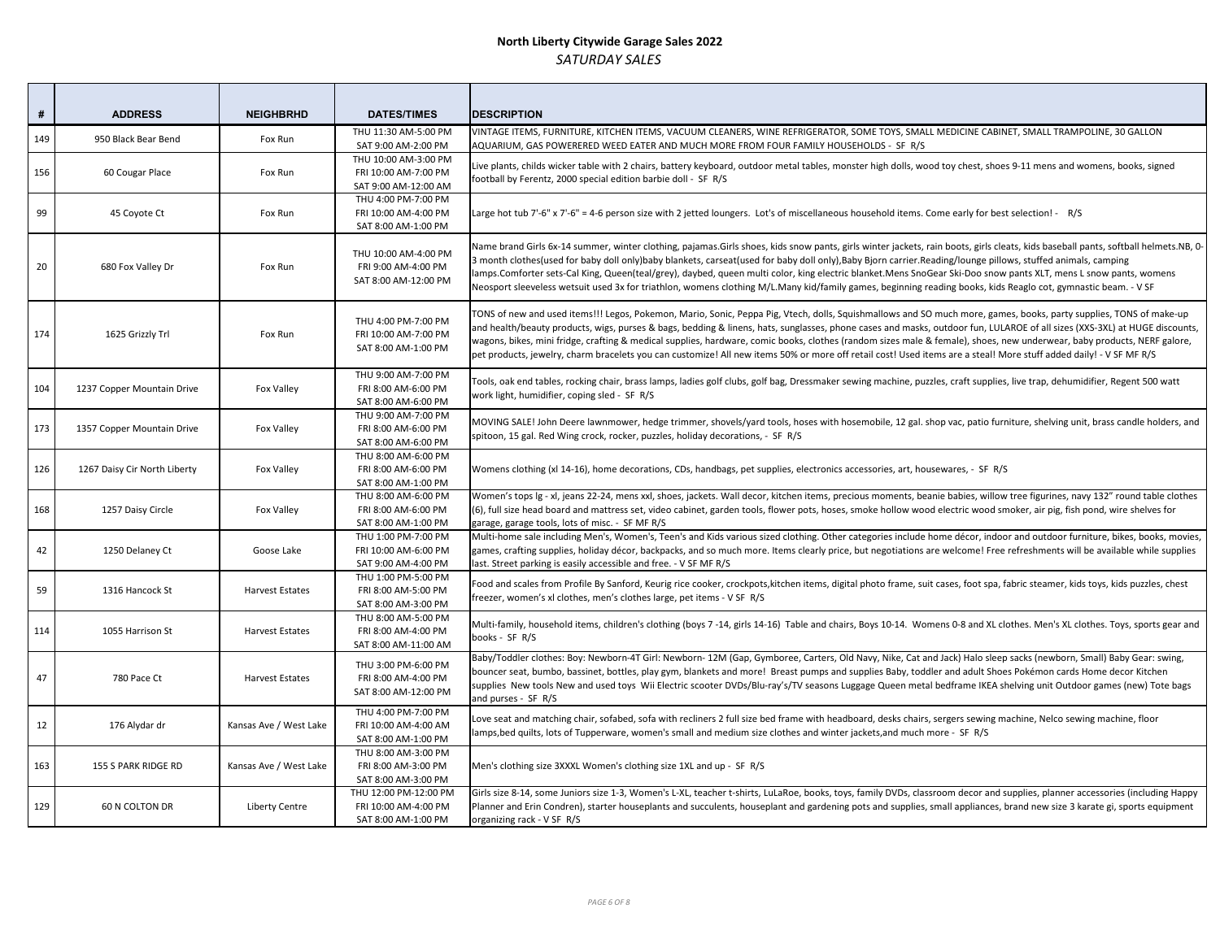## North Liberty Citywide Garage Sales 2022

*SATURDAY SALES*

| # | ADDRESS | NEIGHBRHD | DATES/TIMES | DESCRIPTION |
|---|---|---|---|---|
| 149 | 950 Black Bear Bend | Fox Run | THU 11:30 AM-5:00 PM<br>SAT 9:00 AM-2:00 PM | VINTAGE ITEMS, FURNITURE, KITCHEN ITEMS, VACUUM CLEANERS, WINE REFRIGERATOR, SOME TOYS, SMALL MEDICINE CABINET, SMALL TRAMPOLINE, 30 GALLON AQUARIUM, GAS POWERERED WEED EATER AND MUCH MORE FROM FOUR FAMILY HOUSEHOLDS - SF R/S |
| 156 | 60 Cougar Place | Fox Run | THU 10:00 AM-3:00 PM<br>FRI 10:00 AM-7:00 PM<br>SAT 9:00 AM-12:00 AM | Live plants, childs wicker table with 2 chairs, battery keyboard, outdoor metal tables, monster high dolls, wood toy chest, shoes 9-11 mens and womens, books, signed football by Ferentz, 2000 special edition barbie doll - SF R/S |
| 99 | 45 Coyote Ct | Fox Run | THU 4:00 PM-7:00 PM<br>FRI 10:00 AM-4:00 PM<br>SAT 8:00 AM-1:00 PM | Large hot tub 7'-6" x 7'-6" = 4-6 person size with 2 jetted loungers. Lot's of miscellaneous household items. Come early for best selection! - R/S |
| 20 | 680 Fox Valley Dr | Fox Run | THU 10:00 AM-4:00 PM<br>FRI 9:00 AM-4:00 PM<br>SAT 8:00 AM-12:00 PM | Name brand Girls 6x-14 summer, winter clothing, pajamas.Girls shoes, kids snow pants, girls winter jackets, rain boots, girls cleats, kids baseball pants, softball helmets.NB, 0-3 month clothes(used for baby doll only)baby blankets, carseat(used for baby doll only),Baby Bjorn carrier.Reading/lounge pillows, stuffed animals, camping lamps.Comforter sets-Cal King, Queen(teal/grey), daybed, queen multi color, king electric blanket.Mens SnoGear Ski-Doo snow pants XLT, mens L snow pants, womens Neosport sleeveless wetsuit used 3x for triathlon, womens clothing M/L.Many kid/family games, beginning reading books, kids Reaglo cot, gymnastic beam. - V SF |
| 174 | 1625 Grizzly Trl | Fox Run | THU 4:00 PM-7:00 PM<br>FRI 10:00 AM-7:00 PM<br>SAT 8:00 AM-1:00 PM | TONS of new and used items!!! Legos, Pokemon, Mario, Sonic, Peppa Pig, Vtech, dolls, Squishmallows and SO much more, games, books, party supplies, TONS of make-up and health/beauty products, wigs, purses & bags, bedding & linens, hats, sunglasses, phone cases and masks, outdoor fun, LULAROE of all sizes (XXS-3XL) at HUGE discounts, wagons, bikes, mini fridge, crafting & medical supplies, hardware, comic books, clothes (random sizes male & female), shoes, new underwear, baby products, NERF galore, pet products, jewelry, charm bracelets you can customize! All new items 50% or more off retail cost! Used items are a steal! More stuff added daily! - V SF MF R/S |
| 104 | 1237 Copper Mountain Drive | Fox Valley | THU 9:00 AM-7:00 PM<br>FRI 8:00 AM-6:00 PM<br>SAT 8:00 AM-6:00 PM | Tools, oak end tables, rocking chair, brass lamps, ladies golf clubs, golf bag, Dressmaker sewing machine, puzzles, craft supplies, live trap, dehumidifier, Regent 500 watt work light, humidifier, coping sled - SF R/S |
| 173 | 1357 Copper Mountain Drive | Fox Valley | THU 9:00 AM-7:00 PM<br>FRI 8:00 AM-6:00 PM<br>SAT 8:00 AM-6:00 PM | MOVING SALE! John Deere lawnmower, hedge trimmer, shovels/yard tools, hoses with hosemobile, 12 gal. shop vac, patio furniture, shelving unit, brass candle holders, and spitoon, 15 gal. Red Wing crock, rocker, puzzles, holiday decorations, - SF R/S |
| 126 | 1267 Daisy Cir North Liberty | Fox Valley | THU 8:00 AM-6:00 PM<br>FRI 8:00 AM-6:00 PM<br>SAT 8:00 AM-1:00 PM | Womens clothing (xl 14-16), home decorations, CDs, handbags, pet supplies, electronics accessories, art, housewares, - SF R/S |
| 168 | 1257 Daisy Circle | Fox Valley | THU 8:00 AM-6:00 PM<br>FRI 8:00 AM-6:00 PM<br>SAT 8:00 AM-1:00 PM | Women's tops lg - xl, jeans 22-24, mens xxl, shoes, jackets. Wall decor, kitchen items, precious moments, beanie babies, willow tree figurines, navy 132" round table clothes (6), full size head board and mattress set, video cabinet, garden tools, flower pots, hoses, smoke hollow wood electric wood smoker, air pig, fish pond, wire shelves for garage, garage tools, lots of misc. - SF MF R/S |
| 42 | 1250 Delaney Ct | Goose Lake | THU 1:00 PM-7:00 PM<br>FRI 10:00 AM-6:00 PM<br>SAT 9:00 AM-4:00 PM | Multi-home sale including Men's, Women's, Teen's and Kids various sized clothing. Other categories include home décor, indoor and outdoor furniture, bikes, books, movies, games, crafting supplies, holiday décor, backpacks, and so much more. Items clearly price, but negotiations are welcome! Free refreshments will be available while supplies last. Street parking is easily accessible and free. - V SF MF R/S |
| 59 | 1316 Hancock St | Harvest Estates | THU 1:00 PM-5:00 PM<br>FRI 8:00 AM-5:00 PM<br>SAT 8:00 AM-3:00 PM | Food and scales from Profile By Sanford, Keurig rice cooker, crockpots,kitchen items, digital photo frame, suit cases, foot spa, fabric steamer, kids toys, kids puzzles, chest freezer, women's xl clothes, men's clothes large, pet items - V SF R/S |
| 114 | 1055 Harrison St | Harvest Estates | THU 8:00 AM-5:00 PM<br>FRI 8:00 AM-4:00 PM<br>SAT 8:00 AM-11:00 AM | Multi-family, household items, children's clothing (boys 7 -14, girls 14-16) Table and chairs, Boys 10-14. Womens 0-8 and XL clothes. Men's XL clothes. Toys, sports gear and books - SF R/S |
| 47 | 780 Pace Ct | Harvest Estates | THU 3:00 PM-6:00 PM<br>FRI 8:00 AM-4:00 PM<br>SAT 8:00 AM-12:00 PM | Baby/Toddler clothes: Boy: Newborn-4T Girl: Newborn- 12M (Gap, Gymboree, Carters, Old Navy, Nike, Cat and Jack) Halo sleep sacks (newborn, Small) Baby Gear: swing, bouncer seat, bumbo, bassinet, bottles, play gym, blankets and more! Breast pumps and supplies Baby, toddler and adult Shoes Pokémon cards Home decor Kitchen supplies New tools New and used toys Wii Electric scooter DVDs/Blu-ray's/TV seasons Luggage Queen metal bedframe IKEA shelving unit Outdoor games (new) Tote bags and purses - SF R/S |
| 12 | 176 Alydar dr | Kansas Ave / West Lake | THU 4:00 PM-7:00 PM<br>FRI 10:00 AM-4:00 AM<br>SAT 8:00 AM-1:00 PM | Love seat and matching chair, sofabed, sofa with recliners 2 full size bed frame with headboard, desks chairs, sergers sewing machine, Nelco sewing machine, floor lamps,bed quilts, lots of Tupperware, women's small and medium size clothes and winter jackets,and much more - SF R/S |
| 163 | 155 S PARK RIDGE RD | Kansas Ave / West Lake | THU 8:00 AM-3:00 PM<br>FRI 8:00 AM-3:00 PM<br>SAT 8:00 AM-3:00 PM | Men's clothing size 3XXXL Women's clothing size 1XL and up - SF R/S |
| 129 | 60 N COLTON DR | Liberty Centre | THU 12:00 PM-12:00 PM<br>FRI 10:00 AM-4:00 PM<br>SAT 8:00 AM-1:00 PM | Girls size 8-14, some Juniors size 1-3, Women's L-XL, teacher t-shirts, LuLaRoe, books, toys, family DVDs, classroom decor and supplies, planner accessories (including Happy Planner and Erin Condren), starter houseplants and succulents, houseplant and gardening pots and supplies, small appliances, brand new size 3 karate gi, sports equipment organizing rack - V SF R/S |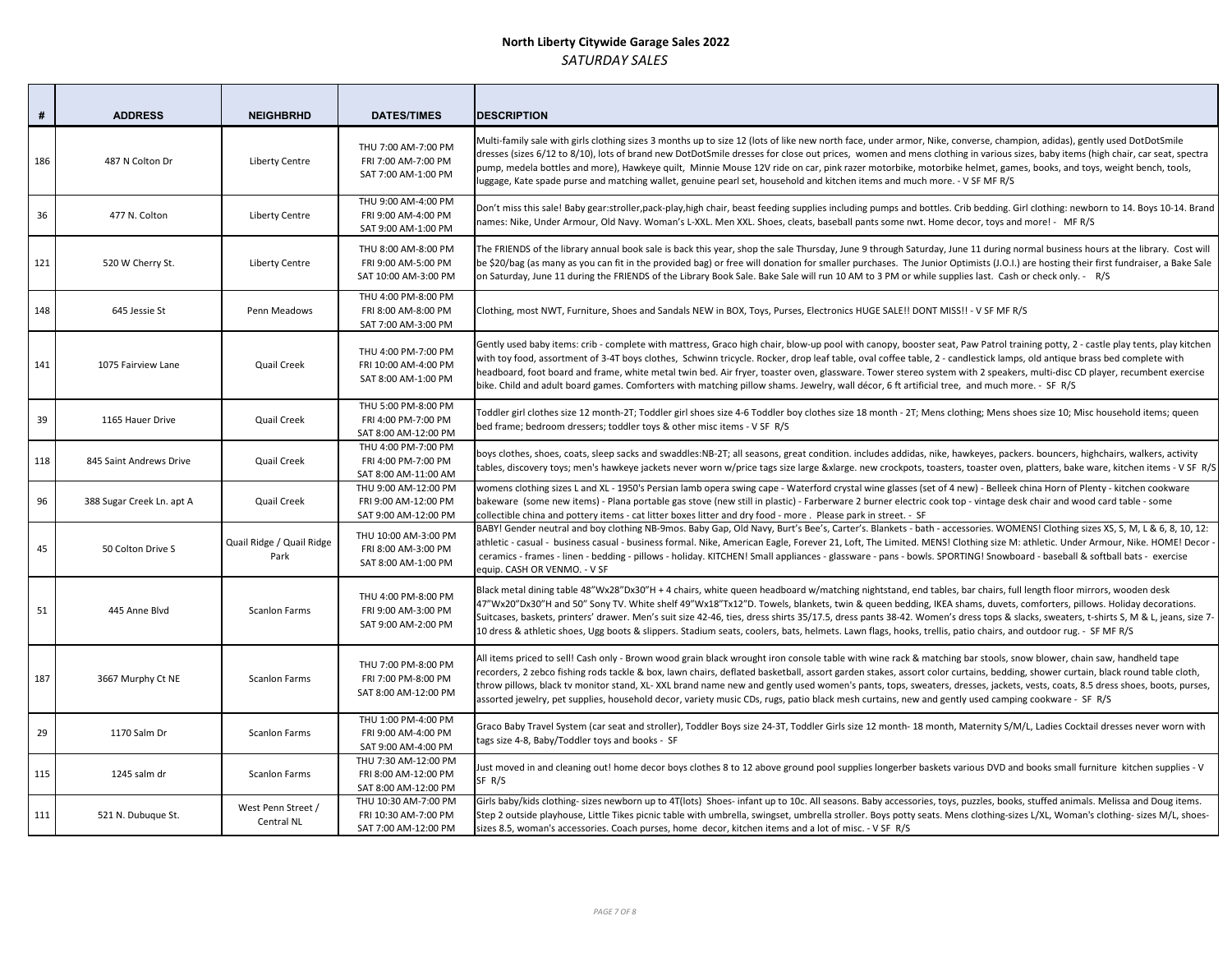# North Liberty Citywide Garage Sales 2022

*SATURDAY SALES*

| # | ADDRESS | NEIGHBRHD | DATES/TIMES | DESCRIPTION |
|---|---|---|---|---|
| 186 | 487 N Colton Dr | Liberty Centre | THU 7:00 AM-7:00 PM<br>FRI 7:00 AM-7:00 PM<br>SAT 7:00 AM-1:00 PM | Multi-family sale with girls clothing sizes 3 months up to size 12 (lots of like new north face, under armor, Nike, converse, champion, adidas), gently used DotDotSmile dresses (sizes 6/12 to 8/10), lots of brand new DotDotSmile dresses for close out prices, women and mens clothing in various sizes, baby items (high chair, car seat, spectra pump, medela bottles and more), Hawkeye quilt, Minnie Mouse 12V ride on car, pink razer motorbike, motorbike helmet, games, books, and toys, weight bench, tools, luggage, Kate spade purse and matching wallet, genuine pearl set, household and kitchen items and much more. - V SF MF R/S |
| 36 | 477 N. Colton | Liberty Centre | THU 9:00 AM-4:00 PM<br>FRI 9:00 AM-4:00 PM<br>SAT 9:00 AM-1:00 PM | Don't miss this sale! Baby gear:stroller,pack-play,high chair, beast feeding supplies including pumps and bottles. Crib bedding. Girl clothing: newborn to 14. Boys 10-14. Brand names: Nike, Under Armour, Old Navy. Woman's L-XXL. Men XXL. Shoes, cleats, baseball pants some nwt. Home decor, toys and more! - MF R/S |
| 121 | 520 W Cherry St. | Liberty Centre | THU 8:00 AM-8:00 PM<br>FRI 9:00 AM-5:00 PM<br>SAT 10:00 AM-3:00 PM | The FRIENDS of the library annual book sale is back this year, shop the sale Thursday, June 9 through Saturday, June 11 during normal business hours at the library. Cost will be $20/bag (as many as you can fit in the provided bag) or free will donation for smaller purchases. The Junior Optimists (J.O.I.) are hosting their first fundraiser, a Bake Sale on Saturday, June 11 during the FRIENDS of the Library Book Sale. Bake Sale will run 10 AM to 3 PM or while supplies last. Cash or check only. - R/S |
| 148 | 645 Jessie St | Penn Meadows | THU 4:00 PM-8:00 PM<br>FRI 8:00 AM-8:00 PM<br>SAT 7:00 AM-3:00 PM | Clothing, most NWT, Furniture, Shoes and Sandals NEW in BOX, Toys, Purses, Electronics HUGE SALE!! DONT MISS!! - V SF MF R/S |
| 141 | 1075 Fairview Lane | Quail Creek | THU 4:00 PM-7:00 PM<br>FRI 10:00 AM-4:00 PM<br>SAT 8:00 AM-1:00 PM | Gently used baby items: crib - complete with mattress, Graco high chair, blow-up pool with canopy, booster seat, Paw Patrol training potty, 2 - castle play tents, play kitchen with toy food, assortment of 3-4T boys clothes, Schwinn tricycle. Rocker, drop leaf table, oval coffee table, 2 - candlestick lamps, old antique brass bed complete with headboard, foot board and frame, white metal twin bed. Air fryer, toaster oven, glassware. Tower stereo system with 2 speakers, multi-disc CD player, recumbent exercise bike. Child and adult board games. Comforters with matching pillow shams. Jewelry, wall décor, 6 ft artificial tree, and much more. - SF R/S |
| 39 | 1165 Hauer Drive | Quail Creek | THU 5:00 PM-8:00 PM<br>FRI 4:00 PM-7:00 PM<br>SAT 8:00 AM-12:00 PM | Toddler girl clothes size 12 month-2T; Toddler girl shoes size 4-6 Toddler boy clothes size 18 month - 2T; Mens clothing; Mens shoes size 10; Misc household items; queen bed frame; bedroom dressers; toddler toys & other misc items - V SF R/S |
| 118 | 845 Saint Andrews Drive | Quail Creek | THU 4:00 PM-7:00 PM<br>FRI 4:00 PM-7:00 PM<br>SAT 8:00 AM-11:00 AM | boys clothes, shoes, coats, sleep sacks and swaddles:NB-2T; all seasons, great condition. includes addidas, nike, hawkeyes, packers. bouncers, highchairs, walkers, activity tables, discovery toys; men's hawkeye jackets never worn w/price tags size large &xlarge. new crockpots, toasters, toaster oven, platters, bake ware, kitchen items - V SF R/S |
| 96 | 388 Sugar Creek Ln. apt A | Quail Creek | THU 9:00 AM-12:00 PM<br>FRI 9:00 AM-12:00 PM<br>SAT 9:00 AM-12:00 PM | womens clothing sizes L and XL - 1950's Persian lamb opera swing cape - Waterford crystal wine glasses (set of 4 new) - Belleek china Horn of Plenty - kitchen cookware bakeware (some new items) - Plana portable gas stove (new still in plastic) - Farberware 2 burner electric cook top - vintage desk chair and wood card table - some collectible china and pottery items - cat litter boxes litter and dry food - more . Please park in street. - SF |
| 45 | 50 Colton Drive S | Quail Ridge / Quail Ridge Park | THU 10:00 AM-3:00 PM<br>FRI 8:00 AM-3:00 PM<br>SAT 8:00 AM-1:00 PM | BABY! Gender neutral and boy clothing NB-9mos. Baby Gap, Old Navy, Burt's Bee's, Carter's. Blankets - bath - accessories. WOMENS! Clothing sizes XS, S, M, L & 6, 8, 10, 12: athletic - casual - business casual - business formal. Nike, American Eagle, Forever 21, Loft, The Limited. MENS! Clothing size M: athletic. Under Armour, Nike. HOME! Decor - ceramics - frames - linen - bedding - pillows - holiday. KITCHEN! Small appliances - glassware - pans - bowls. SPORTING! Snowboard - baseball & softball bats - exercise equip. CASH OR VENMO. - V SF |
| 51 | 445 Anne Blvd | Scanlon Farms | THU 4:00 PM-8:00 PM<br>FRI 9:00 AM-3:00 PM<br>SAT 9:00 AM-2:00 PM | Black metal dining table 48"Wx28"Dx30"H + 4 chairs, white queen headboard w/matching nightstand, end tables, bar chairs, full length floor mirrors, wooden desk 47"Wx20"Dx30"H and 50" Sony TV. White shelf 49"Wx18"Tx12"D. Towels, blankets, twin & queen bedding, IKEA shams, duvets, comforters, pillows. Holiday decorations. Suitcases, baskets, printers' drawer. Men's suit size 42-46, ties, dress shirts 35/17.5, dress pants 38-42. Women's dress tops & slacks, sweaters, t-shirts S, M & L, jeans, size 7-10 dress & athletic shoes, Ugg boots & slippers. Stadium seats, coolers, bats, helmets. Lawn flags, hooks, trellis, patio chairs, and outdoor rug. - SF MF R/S |
| 187 | 3667 Murphy Ct NE | Scanlon Farms | THU 7:00 PM-8:00 PM<br>FRI 7:00 PM-8:00 PM<br>SAT 8:00 AM-12:00 PM | All items priced to sell! Cash only - Brown wood grain black wrought iron console table with wine rack & matching bar stools, snow blower, chain saw, handheld tape recorders, 2 zebco fishing rods tackle & box, lawn chairs, deflated basketball, assort garden stakes, assort color curtains, bedding, shower curtain, black round table cloth, throw pillows, black tv monitor stand, XL- XXL brand name new and gently used women's pants, tops, sweaters, dresses, jackets, vests, coats, 8.5 dress shoes, boots, purses, assorted jewelry, pet supplies, household decor, variety music CDs, rugs, patio black mesh curtains, new and gently used camping cookware - SF R/S |
| 29 | 1170 Salm Dr | Scanlon Farms | THU 1:00 PM-4:00 PM<br>FRI 9:00 AM-4:00 PM<br>SAT 9:00 AM-4:00 PM | Graco Baby Travel System (car seat and stroller), Toddler Boys size 24-3T, Toddler Girls size 12 month- 18 month, Maternity S/M/L, Ladies Cocktail dresses never worn with tags size 4-8, Baby/Toddler toys and books - SF |
| 115 | 1245 salm dr | Scanlon Farms | THU 7:30 AM-12:00 PM<br>FRI 8:00 AM-12:00 PM<br>SAT 8:00 AM-12:00 PM | Just moved in and cleaning out! home decor boys clothes 8 to 12 above ground pool supplies longerber baskets various DVD and books small furniture kitchen supplies - V SF R/S |
| 111 | 521 N. Dubuque St. | West Penn Street / Central NL | THU 10:30 AM-7:00 PM<br>FRI 10:30 AM-7:00 PM<br>SAT 7:00 AM-12:00 PM | Girls baby/kids clothing- sizes newborn up to 4T(lots) Shoes- infant up to 10c. All seasons. Baby accessories, toys, puzzles, books, stuffed animals. Melissa and Doug items. Step 2 outside playhouse, Little Tikes picnic table with umbrella, swingset, umbrella stroller. Boys potty seats. Mens clothing-sizes L/XL, Woman's clothing- sizes M/L, shoes-sizes 8.5, woman's accessories. Coach purses, home decor, kitchen items and a lot of misc. - V SF R/S |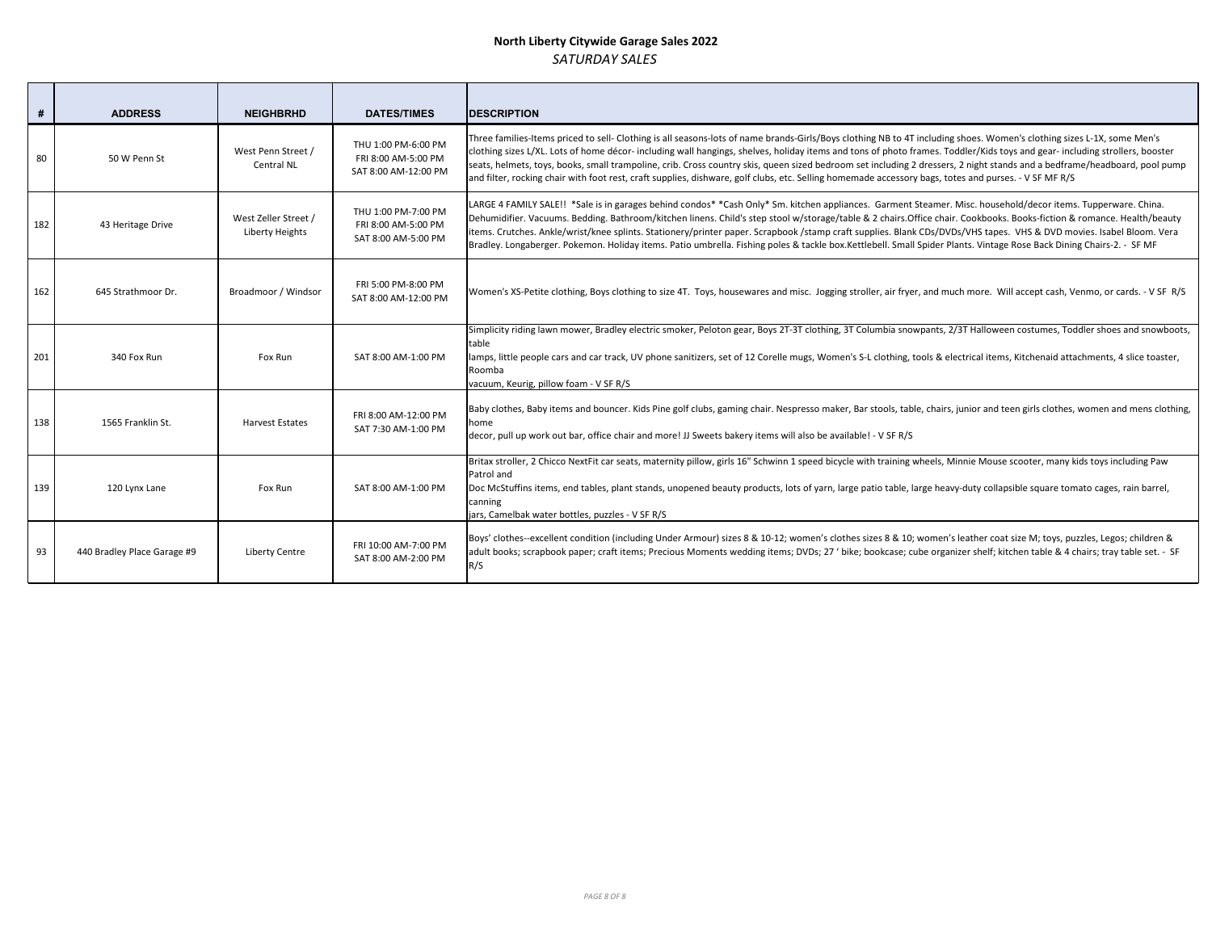## North Liberty Citywide Garage Sales 2022
*SATURDAY SALES*

| # | ADDRESS | NEIGHBRHD | DATES/TIMES | DESCRIPTION |
|---|---|---|---|---|
| 80 | 50 W Penn St | West Penn Street / Central NL | THU 1:00 PM-6:00 PM FRI 8:00 AM-5:00 PM SAT 8:00 AM-12:00 PM | Three families-Items priced to sell- Clothing is all seasons-lots of name brands-Girls/Boys clothing NB to 4T including shoes. Women's clothing sizes L-1X, some Men's clothing sizes L/XL. Lots of home décor- including wall hangings, shelves, holiday items and tons of photo frames. Toddler/Kids toys and gear- including strollers, booster seats, helmets, toys, books, small trampoline, crib. Cross country skis, queen sized bedroom set including 2 dressers, 2 night stands and a bedframe/headboard, pool pump and filter, rocking chair with foot rest, craft supplies, dishware, golf clubs, etc. Selling homemade accessory bags, totes and purses. - V SF MF R/S |
| 182 | 43 Heritage Drive | West Zeller Street / Liberty Heights | THU 1:00 PM-7:00 PM FRI 8:00 AM-5:00 PM SAT 8:00 AM-5:00 PM | LARGE 4 FAMILY SALE!! *Sale is in garages behind condos* *Cash Only* Sm. kitchen appliances. Garment Steamer. Misc. household/decor items. Tupperware. China. Dehumidifier. Vacuums. Bedding. Bathroom/kitchen linens. Child's step stool w/storage/table & 2 chairs.Office chair. Cookbooks. Books-fiction & romance. Health/beauty items. Crutches. Ankle/wrist/knee splints. Stationery/printer paper. Scrapbook /stamp craft supplies. Blank CDs/DVDs/VHS tapes. VHS & DVD movies. Isabel Bloom. Vera Bradley. Longaberger. Pokemon. Holiday items. Patio umbrella. Fishing poles & tackle box.Kettlebell. Small Spider Plants. Vintage Rose Back Dining Chairs-2. - SF MF |
| 162 | 645 Strathmoor Dr. | Broadmoor / Windsor | FRI 5:00 PM-8:00 PM SAT 8:00 AM-12:00 PM | Women's XS-Petite clothing, Boys clothing to size 4T. Toys, housewares and misc. Jogging stroller, air fryer, and much more. Will accept cash, Venmo, or cards. - V SF R/S |
| 201 | 340 Fox Run | Fox Run | SAT 8:00 AM-1:00 PM | Simplicity riding lawn mower, Bradley electric smoker, Peloton gear, Boys 2T-3T clothing, 3T Columbia snowpants, 2/3T Halloween costumes, Toddler shoes and snowboots, table lamps, little people cars and car track, UV phone sanitizers, set of 12 Corelle mugs, Women's S-L clothing, tools & electrical items, Kitchenaid attachments, 4 slice toaster, Roomba vacuum, Keurig, pillow foam - V SF R/S |
| 138 | 1565 Franklin St. | Harvest Estates | FRI 8:00 AM-12:00 PM SAT 7:30 AM-1:00 PM | Baby clothes, Baby items and bouncer. Kids Pine golf clubs, gaming chair. Nespresso maker, Bar stools, table, chairs, junior and teen girls clothes, women and mens clothing, home decor, pull up work out bar, office chair and more! JJ Sweets bakery items will also be available! - V SF R/S |
| 139 | 120 Lynx Lane | Fox Run | SAT 8:00 AM-1:00 PM | Britax stroller, 2 Chicco NextFit car seats, maternity pillow, girls 16" Schwinn 1 speed bicycle with training wheels, Minnie Mouse scooter, many kids toys including Paw Patrol and Doc McStuffins items, end tables, plant stands, unopened beauty products, lots of yarn, large patio table, large heavy-duty collapsible square tomato cages, rain barrel, canning jars, Camelbak water bottles, puzzles - V SF R/S |
| 93 | 440 Bradley Place Garage #9 | Liberty Centre | FRI 10:00 AM-7:00 PM SAT 8:00 AM-2:00 PM | Boys' clothes--excellent condition (including Under Armour) sizes 8 & 10-12; women's clothes sizes 8 & 10; women's leather coat size M; toys, puzzles, Legos; children & adult books; scrapbook paper; craft items; Precious Moments wedding items; DVDs; 27 ' bike; bookcase; cube organizer shelf; kitchen table & 4 chairs; tray table set. - SF R/S |